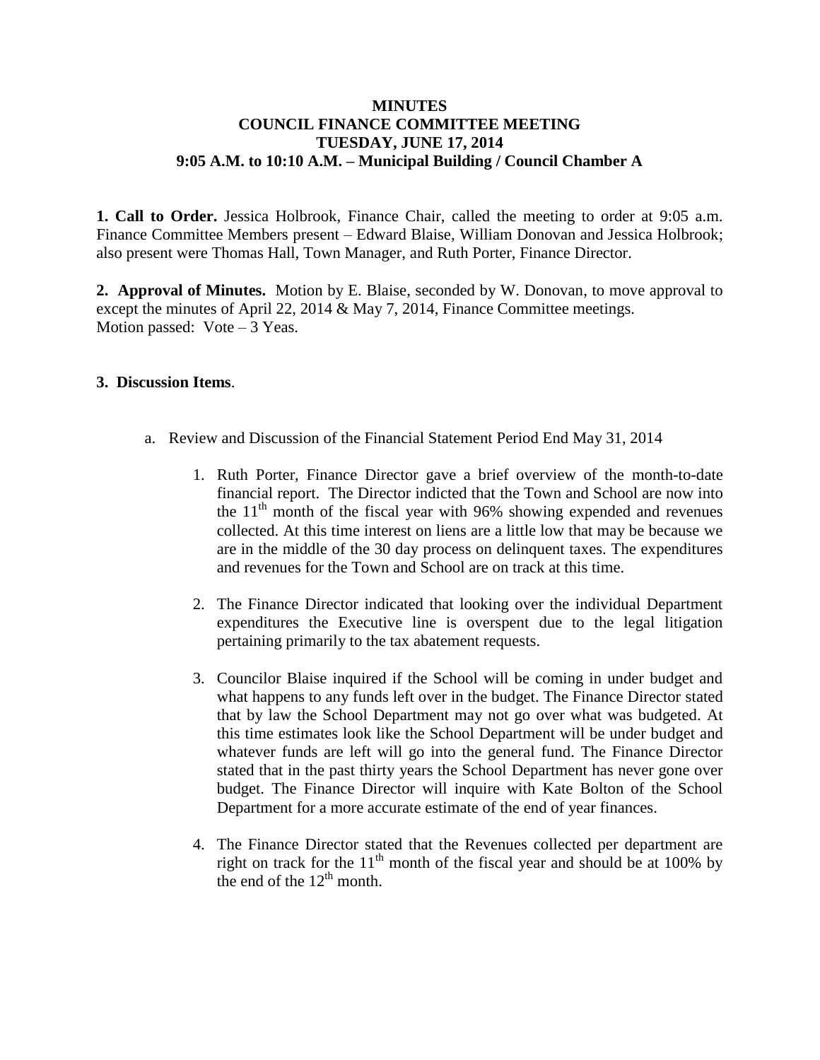# MINUTES
## COUNCIL FINANCE COMMITTEE MEETING
## TUESDAY, JUNE 17, 2014
## 9:05 A.M. to 10:10 A.M. – Municipal Building / Council Chamber A

**1. Call to Order.** Jessica Holbrook, Finance Chair, called the meeting to order at 9:05 a.m. Finance Committee Members present – Edward Blaise, William Donovan and Jessica Holbrook; also present were Thomas Hall, Town Manager, and Ruth Porter, Finance Director.

**2. Approval of Minutes.** Motion by E. Blaise, seconded by W. Donovan, to move approval to except the minutes of April 22, 2014 & May 7, 2014, Finance Committee meetings.
Motion passed: Vote – 3 Yeas.

**3. Discussion Items**.

a. Review and Discussion of the Financial Statement Period End May 31, 2014

1. Ruth Porter, Finance Director gave a brief overview of the month-to-date financial report. The Director indicted that the Town and School are now into the 11th month of the fiscal year with 96% showing expended and revenues collected. At this time interest on liens are a little low that may be because we are in the middle of the 30 day process on delinquent taxes. The expenditures and revenues for the Town and School are on track at this time.

2. The Finance Director indicated that looking over the individual Department expenditures the Executive line is overspent due to the legal litigation pertaining primarily to the tax abatement requests.

3. Councilor Blaise inquired if the School will be coming in under budget and what happens to any funds left over in the budget. The Finance Director stated that by law the School Department may not go over what was budgeted. At this time estimates look like the School Department will be under budget and whatever funds are left will go into the general fund. The Finance Director stated that in the past thirty years the School Department has never gone over budget. The Finance Director will inquire with Kate Bolton of the School Department for a more accurate estimate of the end of year finances.

4. The Finance Director stated that the Revenues collected per department are right on track for the 11th month of the fiscal year and should be at 100% by the end of the 12th month.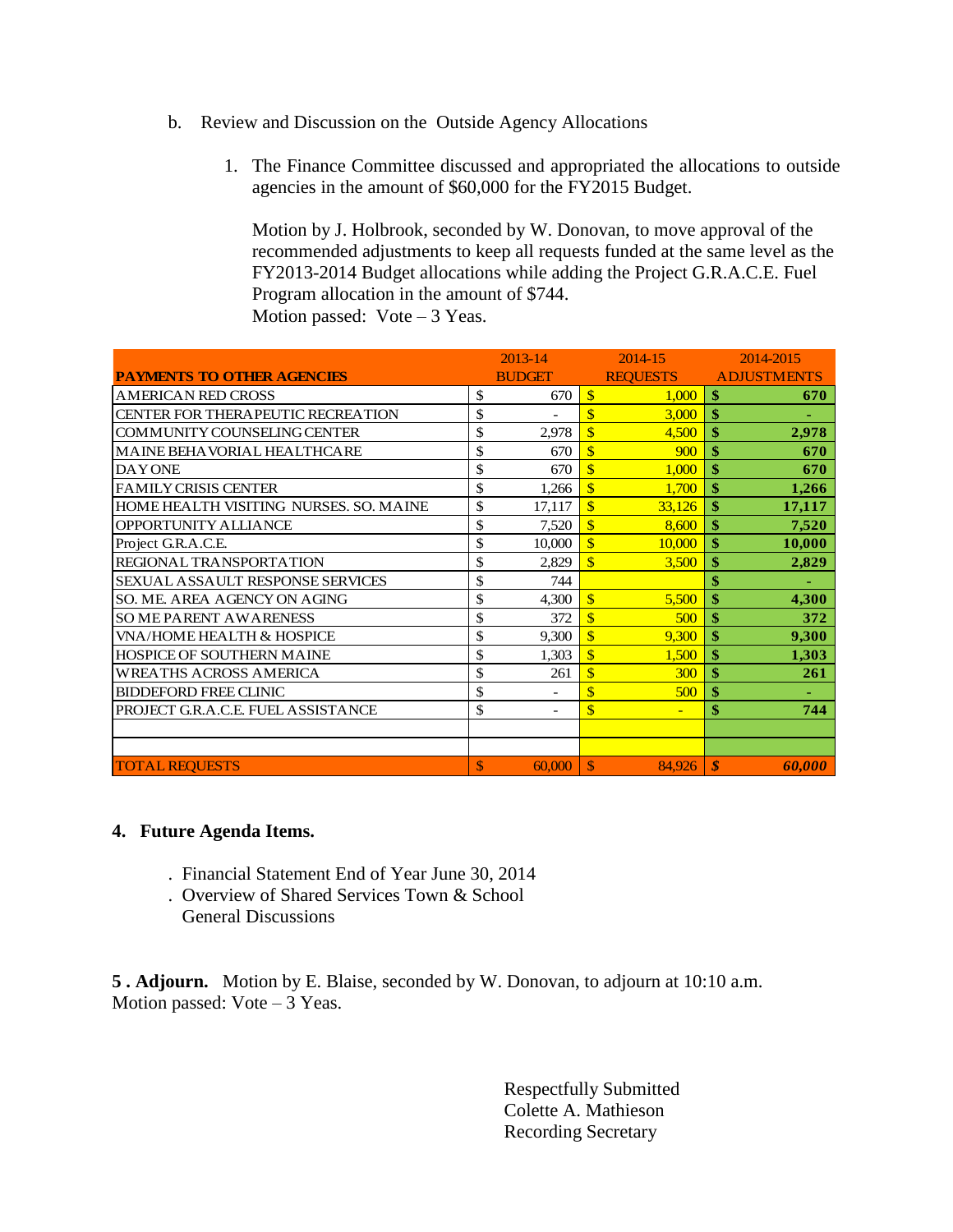b. Review and Discussion on the Outside Agency Allocations

1. The Finance Committee discussed and appropriated the allocations to outside agencies in the amount of $60,000 for the FY2015 Budget.

   Motion by J. Holbrook, seconded by W. Donovan, to move approval of the recommended adjustments to keep all requests funded at the same level as the FY2013-2014 Budget allocations while adding the Project G.R.A.C.E. Fuel Program allocation in the amount of $744.
   Motion passed: Vote – 3 Yeas.

| PAYMENTS TO OTHER AGENCIES | 2013-14 BUDGET | 2014-15 REQUESTS | 2014-2015 ADJUSTMENTS |
|---|---|---|---|
| AMERICAN RED CROSS | $ 670 | $ 1,000 | $ 670 |
| CENTER FOR THERAPEUTIC RECREATION | $ - | $ 3,000 | $ - |
| COMMUNITY COUNSELING CENTER | $ 2,978 | $ 4,500 | $ 2,978 |
| MAINE BEHAVORIAL HEALTHCARE | $ 670 | $ 900 | $ 670 |
| DAY ONE | $ 670 | $ 1,000 | $ 670 |
| FAMILY CRISIS CENTER | $ 1,266 | $ 1,700 | $ 1,266 |
| HOME HEALTH VISITING NURSES. SO. MAINE | $ 17,117 | $ 33,126 | $ 17,117 |
| OPPORTUNITY ALLIANCE | $ 7,520 | $ 8,600 | $ 7,520 |
| Project G.R.A.C.E. | $ 10,000 | $ 10,000 | $ 10,000 |
| REGIONAL TRANSPORTATION | $ 2,829 | $ 3,500 | $ 2,829 |
| SEXUAL ASSAULT RESPONSE SERVICES | $ 744 | | $ - |
| SO. ME. AREA AGENCY ON AGING | $ 4,300 | $ 5,500 | $ 4,300 |
| SO ME PARENT AWARENESS | $ 372 | $ 500 | $ 372 |
| VNA/HOME HEALTH & HOSPICE | $ 9,300 | $ 9,300 | $ 9,300 |
| HOSPICE OF SOUTHERN MAINE | $ 1,303 | $ 1,500 | $ 1,303 |
| WREATHS ACROSS AMERICA | $ 261 | $ 300 | $ 261 |
| BIDDEFORD FREE CLINIC | $ - | $ 500 | $ - |
| PROJECT G.R.A.C.E. FUEL ASSISTANCE | $ - | $ - | $ 744 |
| | | | |
| | | | |
| TOTAL REQUESTS | $ 60,000 | $ 84,926 | $ 60,000 |

## 4. Future Agenda Items.

. Financial Statement End of Year June 30, 2014
. Overview of Shared Services Town & School
General Discussions

**5 . Adjourn.** Motion by E. Blaise, seconded by W. Donovan, to adjourn at 10:10 a.m.
Motion passed: Vote – 3 Yeas.

Respectfully Submitted
Colette A. Mathieson
Recording Secretary